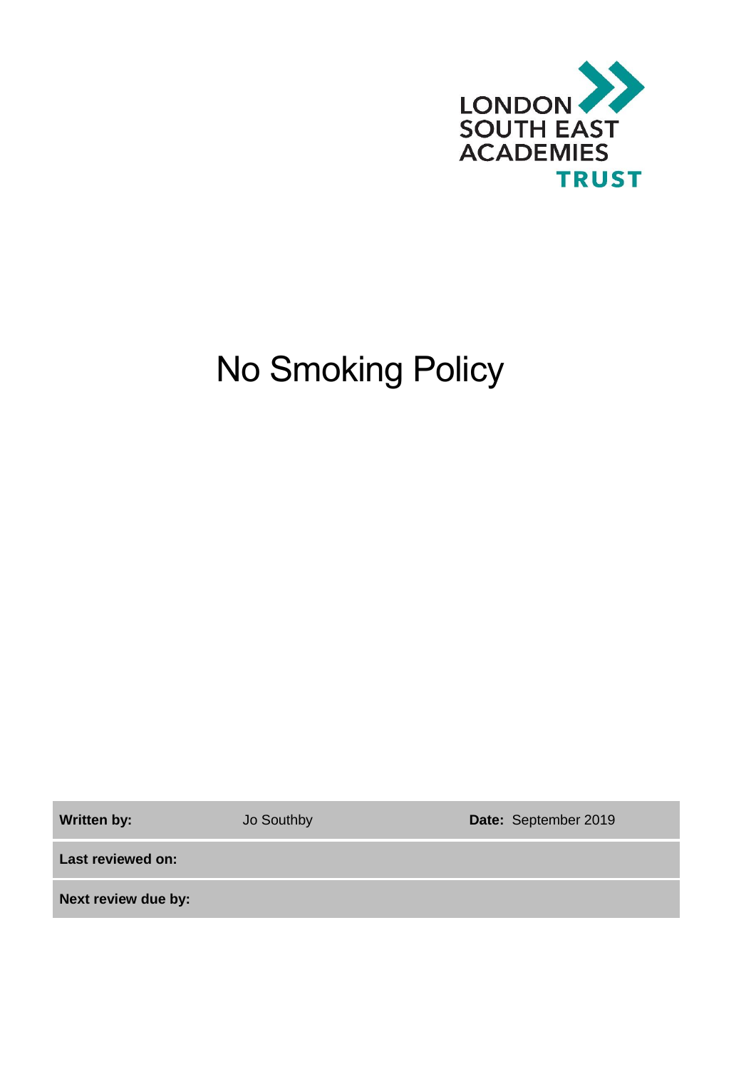LONDON SOUTH EAST ACADEMIES TRUST

# No Smoking Policy

| **Written by:** | Jo Southby | **Date:** September 2019 |
| --- | --- | --- |
| **Last reviewed on:** | | |
| **Next review due by:** | | |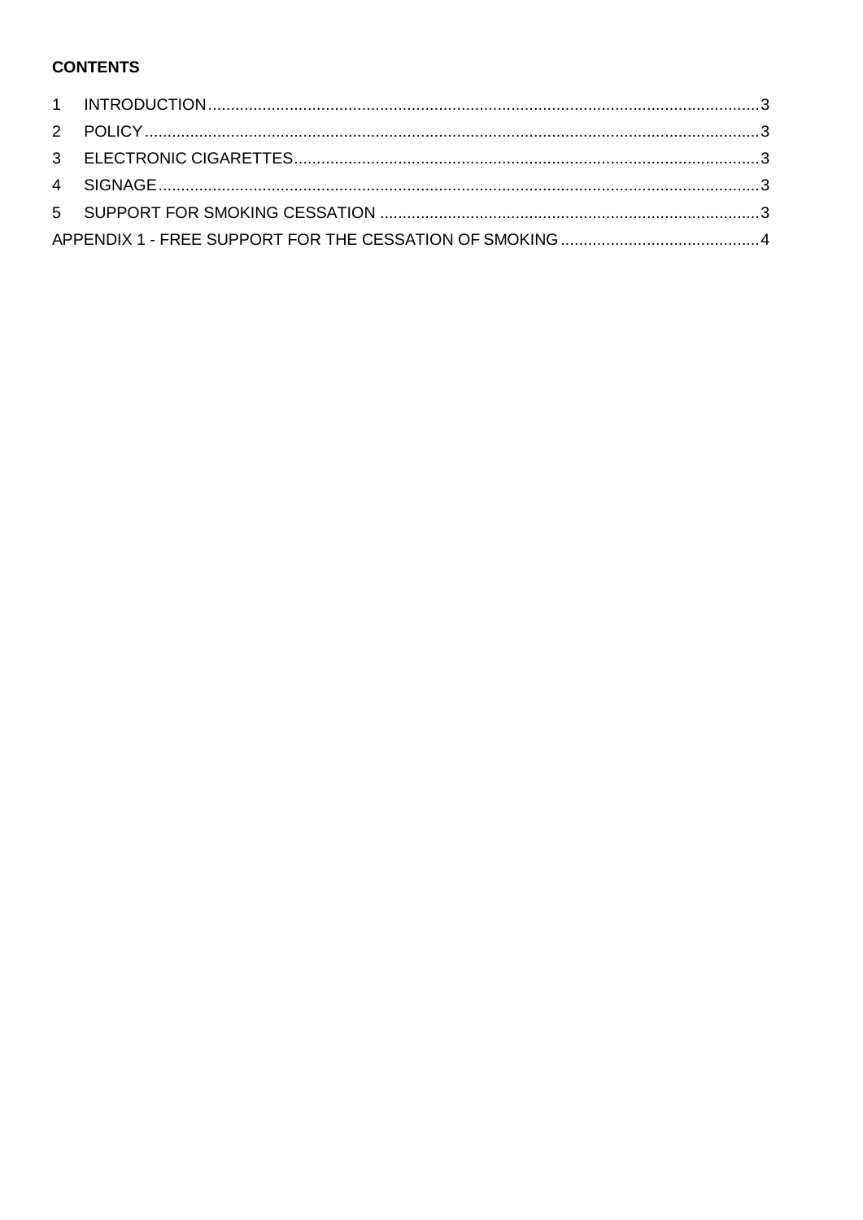**CONTENTS**

1 INTRODUCTION........................................................................................................................3
2 POLICY.....................................................................................................................................3
3 ELECTRONIC CIGARETTES....................................................................................................3
4 SIGNAGE..................................................................................................................................3
5 SUPPORT FOR SMOKING CESSATION ..................................................................................3
APPENDIX 1 - FREE SUPPORT FOR THE CESSATION OF SMOKING ...........................................4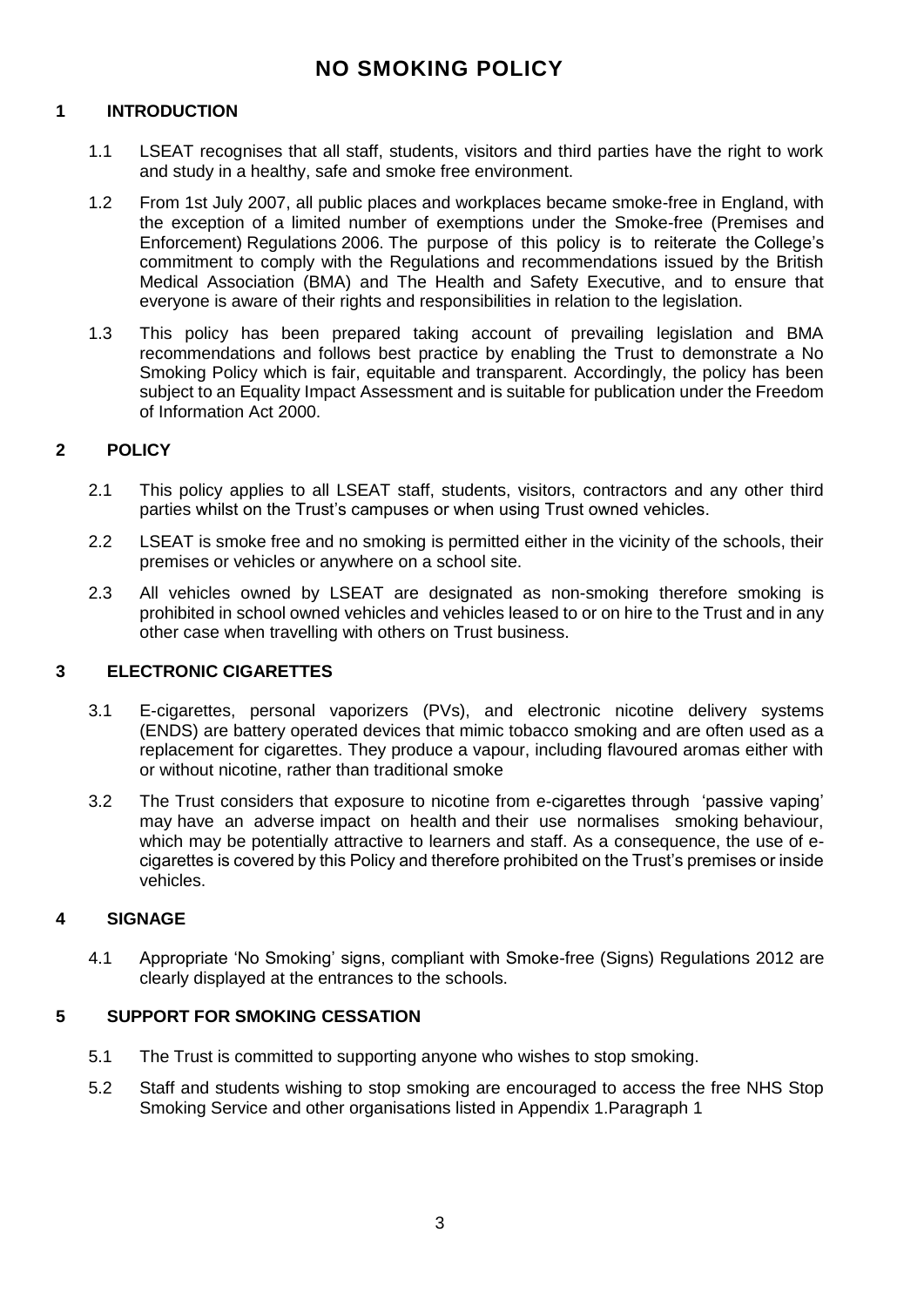# NO SMOKING POLICY

## 1 INTRODUCTION

1.1 LSEAT recognises that all staff, students, visitors and third parties have the right to work and study in a healthy, safe and smoke free environment.

1.2 From 1st July 2007, all public places and workplaces became smoke-free in England, with the exception of a limited number of exemptions under the Smoke-free (Premises and Enforcement) Regulations 2006. The purpose of this policy is to reiterate the College's commitment to comply with the Regulations and recommendations issued by the British Medical Association (BMA) and The Health and Safety Executive, and to ensure that everyone is aware of their rights and responsibilities in relation to the legislation.

1.3 This policy has been prepared taking account of prevailing legislation and BMA recommendations and follows best practice by enabling the Trust to demonstrate a No Smoking Policy which is fair, equitable and transparent. Accordingly, the policy has been subject to an Equality Impact Assessment and is suitable for publication under the Freedom of Information Act 2000.

## 2 POLICY

2.1 This policy applies to all LSEAT staff, students, visitors, contractors and any other third parties whilst on the Trust's campuses or when using Trust owned vehicles.

2.2 LSEAT is smoke free and no smoking is permitted either in the vicinity of the schools, their premises or vehicles or anywhere on a school site.

2.3 All vehicles owned by LSEAT are designated as non-smoking therefore smoking is prohibited in school owned vehicles and vehicles leased to or on hire to the Trust and in any other case when travelling with others on Trust business.

## 3 ELECTRONIC CIGARETTES

3.1 E-cigarettes, personal vaporizers (PVs), and electronic nicotine delivery systems (ENDS) are battery operated devices that mimic tobacco smoking and are often used as a replacement for cigarettes. They produce a vapour, including flavoured aromas either with or without nicotine, rather than traditional smoke

3.2 The Trust considers that exposure to nicotine from e-cigarettes through 'passive vaping' may have an adverse impact on health and their use normalises smoking behaviour, which may be potentially attractive to learners and staff. As a consequence, the use of e-cigarettes is covered by this Policy and therefore prohibited on the Trust's premises or inside vehicles.

## 4 SIGNAGE

4.1 Appropriate 'No Smoking' signs, compliant with Smoke-free (Signs) Regulations 2012 are clearly displayed at the entrances to the schools.

## 5 SUPPORT FOR SMOKING CESSATION

5.1 The Trust is committed to supporting anyone who wishes to stop smoking.

5.2 Staff and students wishing to stop smoking are encouraged to access the free NHS Stop Smoking Service and other organisations listed in Appendix 1.Paragraph 1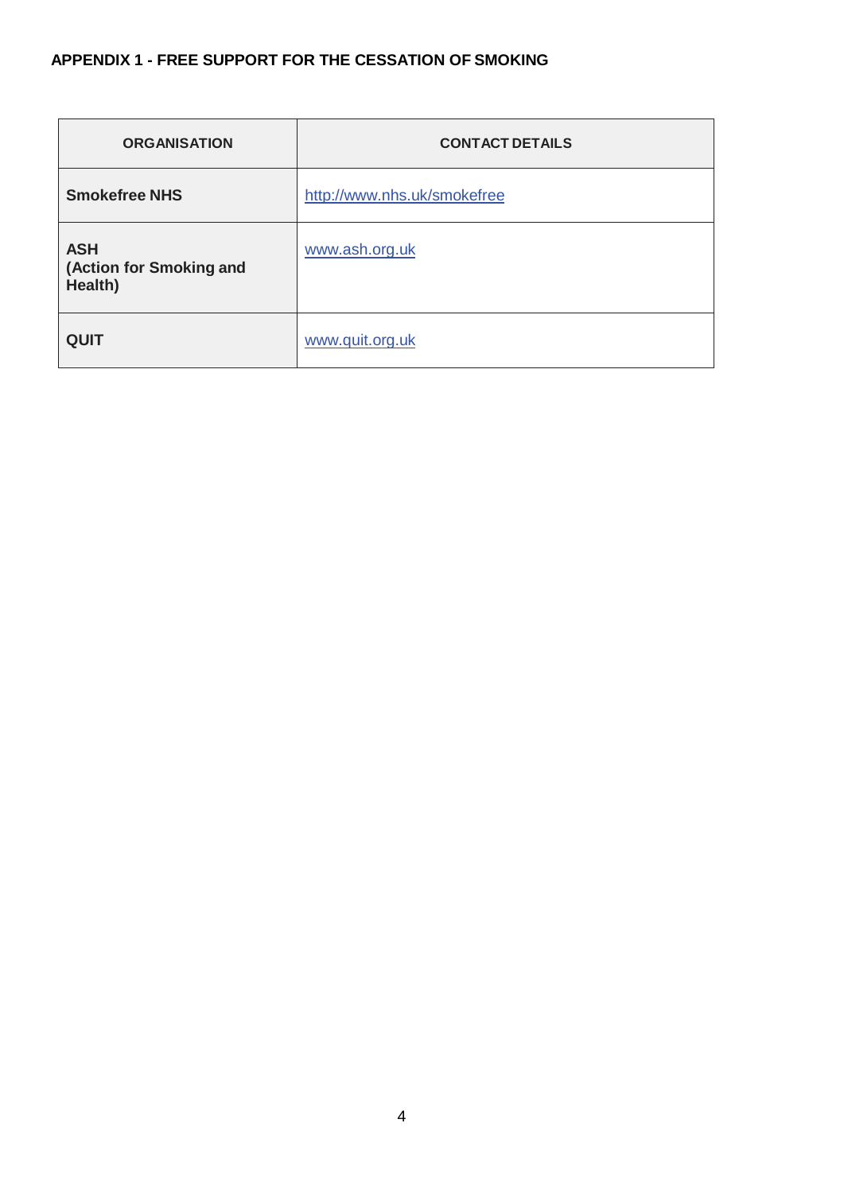## APPENDIX 1 - FREE SUPPORT FOR THE CESSATION OF SMOKING

| ORGANISATION | CONTACT DETAILS |
|---|---|
| **Smokefree NHS** | http://www.nhs.uk/smokefree |
| **ASH (Action for Smoking and Health)** | www.ash.org.uk |
| **QUIT** | www.quit.org.uk |